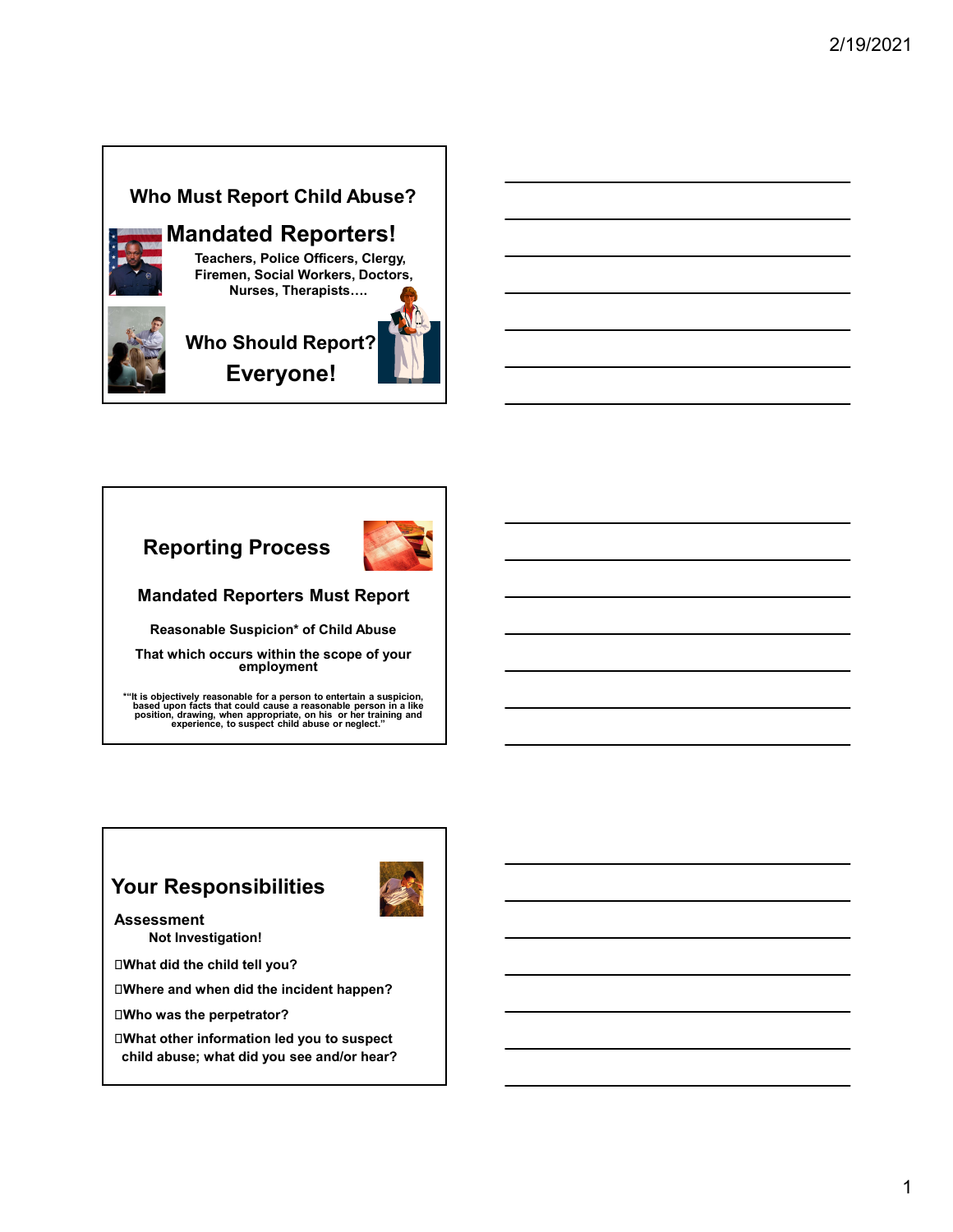## Who Must Report Child Abuse?

# Mandated Reporters!

**Teachers, Police Officers, Clergy, Firemen, Social Workers, Doctors, Nurses, Therapists….**

## Who Should Report?

# Everyone!

## Reporting Process

### Mandated Reporters Must Report

**Reasonable Suspicion* of Child Abuse**

**That which occurs within the scope of your employment**

**"It is objectively reasonable for a person to entertain a suspicion, based upon facts that could cause a reasonable person in a like position, drawing, when appropriate, on his or her training and experience, to suspect child abuse or neglect."**

## Your Responsibilities

**Assessment**

**Not Investigation!**

- **What did the child tell you?**
- **Where and when did the incident happen?**
- **Who was the perpetrator?**
- **What other information led you to suspect child abuse; what did you see and/or hear?**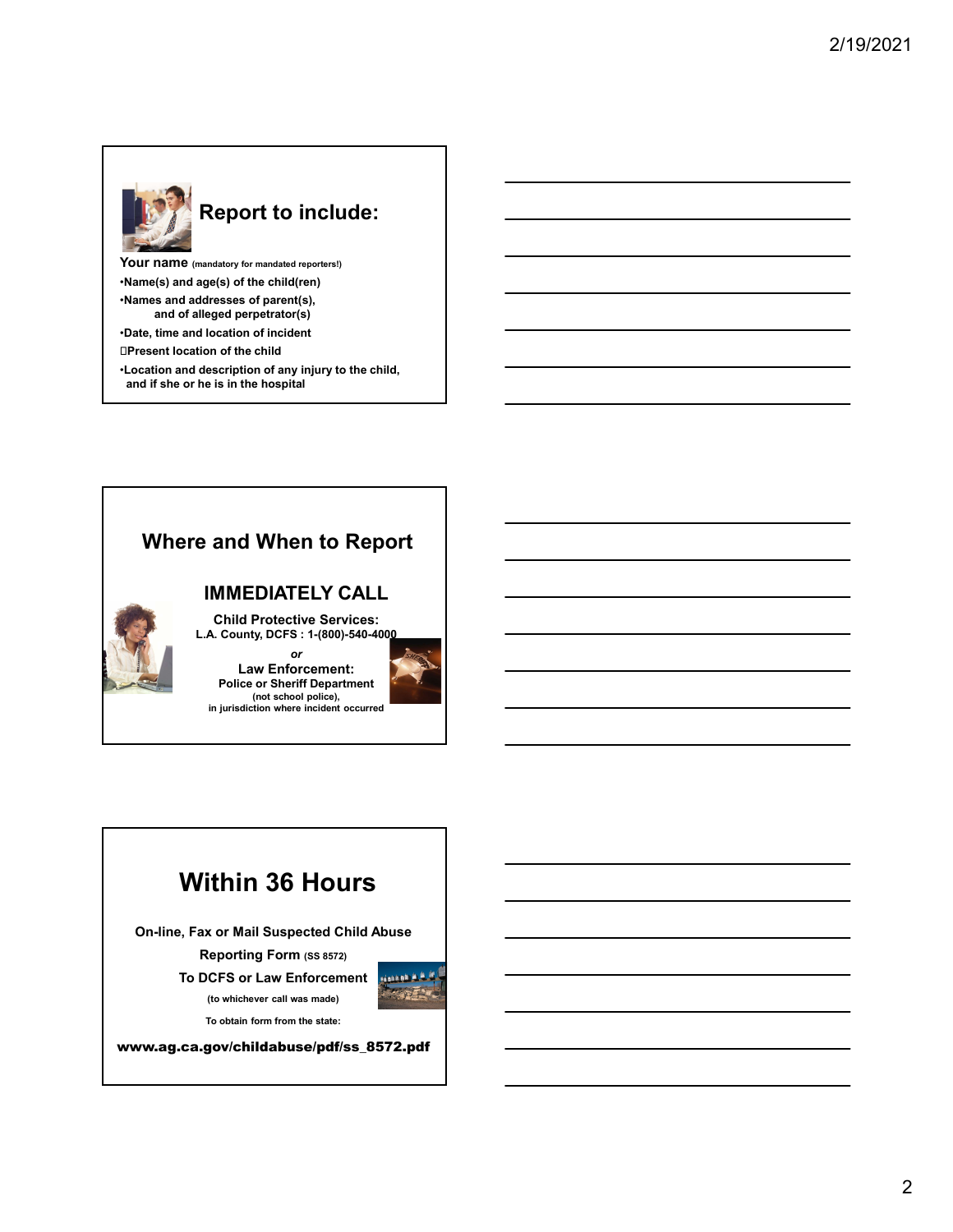## Report to include:

**Your name** (mandatory for mandated reporters!)

- **Name(s) and age(s) of the child(ren)**
- **Names and addresses of parent(s), and of alleged perpetrator(s)**
- **Date, time and location of incident**
- **Present location of the child**
- **Location and description of any injury to the child, and if she or he is in the hospital**

## Where and When to Report

### IMMEDIATELY CALL

**Child Protective Services:**
**L.A. County, DCFS : 1-(800)-540-4000**

*or*

**Law Enforcement:**
**Police or Sheriff Department**
**(not school police),**
**in jurisdiction where incident occurred**

## Within 36 Hours

**On-line, Fax or Mail Suspected Child Abuse Reporting Form** (SS 8572)

**To DCFS or Law Enforcement**

**(to whichever call was made)**

**To obtain form from the state:**

**www.ag.ca.gov/childabuse/pdf/ss_8572.pdf**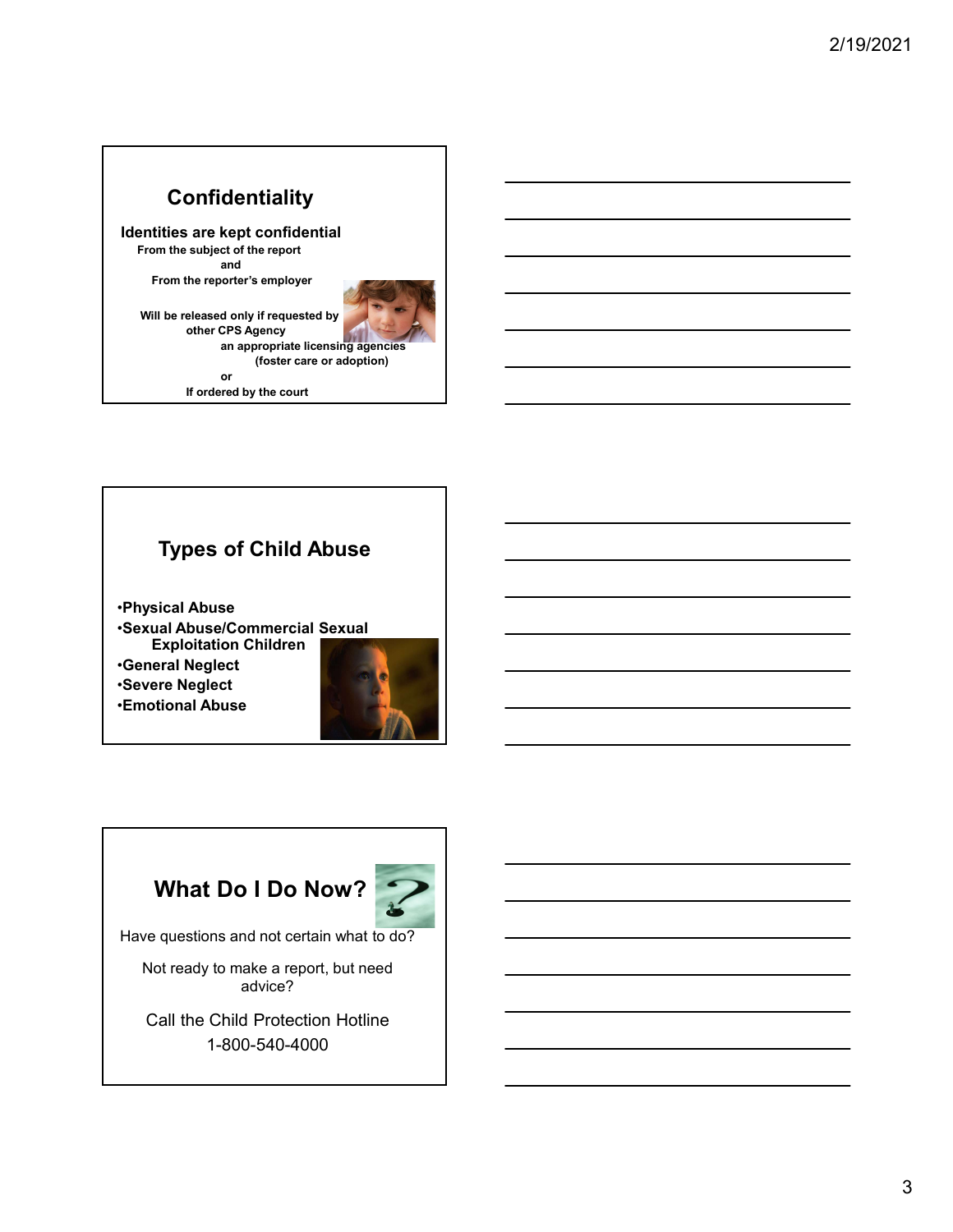## Confidentiality

**Identities are kept confidential**

**From the subject of the report**

**and**

**From the reporter's employer**

**Will be released only if requested by**

**other CPS Agency**

**an appropriate licensing agencies**

**(foster care or adoption)**

**or**

**If ordered by the court**

## Types of Child Abuse

- **Physical Abuse**
- **Sexual Abuse/Commercial Sexual Exploitation Children**
- **General Neglect**
- **Severe Neglect**
- **Emotional Abuse**

## What Do I Do Now?

Have questions and not certain what to do?

Not ready to make a report, but need advice?

Call the Child Protection Hotline

1-800-540-4000